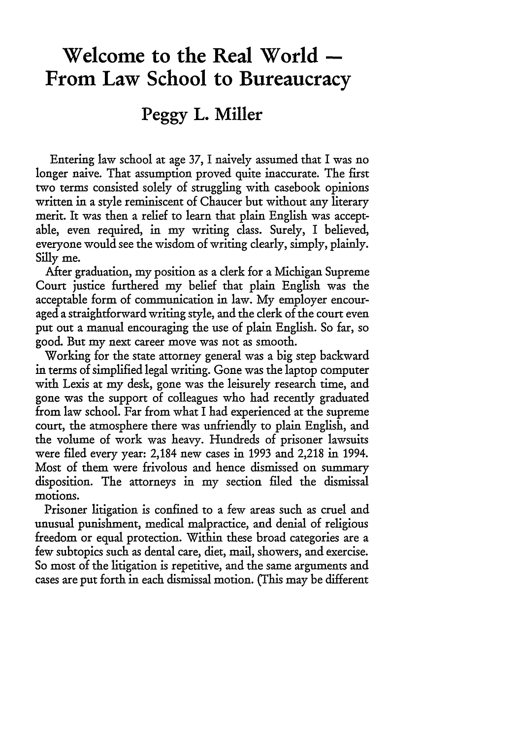# Welcome to the Real World — From Law School to Bureaucracy

## Peggy L. Miller

Entering law school at age 37, I naively assumed that I was no longer naive. That assumption proved quite inaccurate. The first two terms consisted solely of struggling with casebook opinions written in a style reminiscent of Chaucer but without any literary merit. It was then a relief to learn that plain English was acceptable, even required, in my writing class. Surely, I believed, everyone would see the wisdom of writing clearly, simply, plainly. Silly me.

After graduation, my position as a clerk for a Michigan Supreme Court justice furthered my belief that plain English was the acceptable form of communication in law. My employer encouraged a straightforward writing style, and the clerk of the court even put out a manual encouraging the use of plain English. So far, so good. But my next career move was not as smooth.

Working for the state attorney general was a big step backward in terms of simplified legal writing. Gone was the laptop computer with Lexis at my desk, gone was the leisurely research time, and gone was the support of colleagues who had recently graduated from law school. Far from what I had experienced at the supreme court, the atmosphere there was unfriendly to plain English, and the volume of work was heavy. Hundreds of prisoner lawsuits were filed every year: 2,184 new cases in 1993 and 2,218 in 1994. Most of them were frivolous and hence dismissed on summary disposition. The attorneys in my section filed the dismissal motions.

Prisoner litigation is confined to a few areas such as cruel and unusual punishment, medical malpractice, and denial of religious freedom or equal protection. Within these broad categories are a few subtopics such as dental care, diet, mail, showers, and exercise. So most of the litigation is repetitive, and the same arguments and cases are put forth in each dismissal motion. (This may be different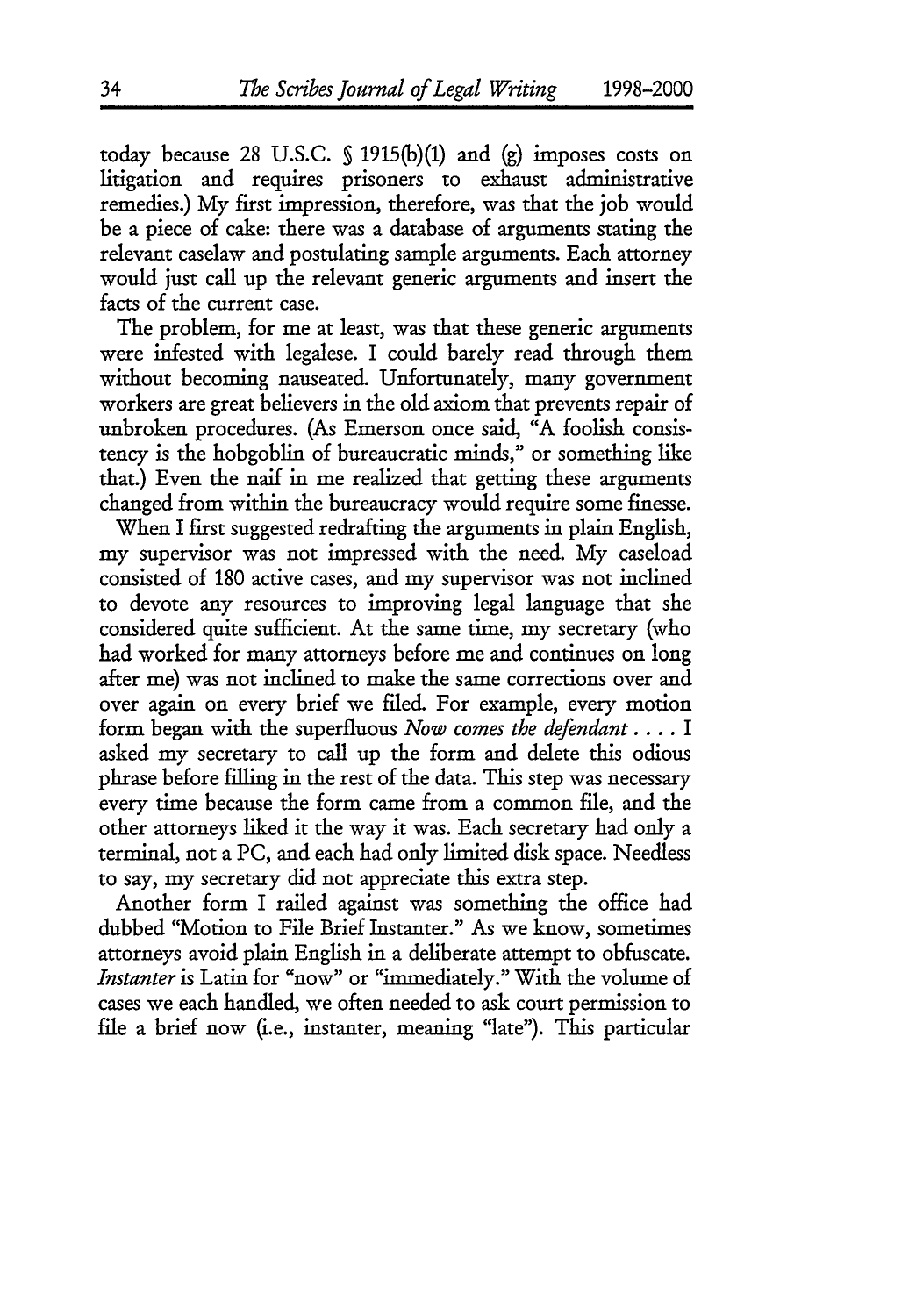today because 28 U.S.C. § 1915(b)(1) and (g) imposes costs on litigation and requires prisoners to exhaust administrative remedies.) My first impression, therefore, was that the job would be a piece of cake: there was a database of arguments stating the relevant caselaw and postulating sample arguments. Each attorney would just call up the relevant generic arguments and insert the facts of the current case.

The problem, for me at least, was that these generic arguments were infested with legalese. I could barely read through them without becoming nauseated. Unfortunately, many government workers are great believers in the old axiom that prevents repair of unbroken procedures. (As Emerson once said, "A foolish consistency is the hobgoblin of bureaucratic minds," or something like that.) Even the naif in me realized that getting these arguments changed from within the bureaucracy would require some finesse.

When I first suggested redrafting the arguments in plain English, my supervisor was not impressed with the need. My caseload consisted of 180 active cases, and my supervisor was not inclined to devote any resources to improving legal language that she considered quite sufficient. At the same time, my secretary (who had worked for many attorneys before me and continues on long after me) was not inclined to make the same corrections over and over again on every brief we filed. For example, every motion form began with the superfluous *Now comes the defendant . . . .* I asked my secretary to call up the form and delete this odious phrase before filling in the rest of the data. This step was necessary every time because the form came from a common file, and the other attorneys liked it the way it was. Each secretary had only a terminal, not a PC, and each had only limited disk space. Needless to say, my secretary did not appreciate this extra step.

Another form I railed against was something the office had dubbed "Motion to File Brief Instanter." As we know, sometimes attorneys avoid plain English in a deliberate attempt to obfuscate. *Instanter* is Latin for "now" or "immediately." With the volume of cases we each handled, we often needed to ask court permission to file a brief now (i.e., instanter, meaning "late"). This particular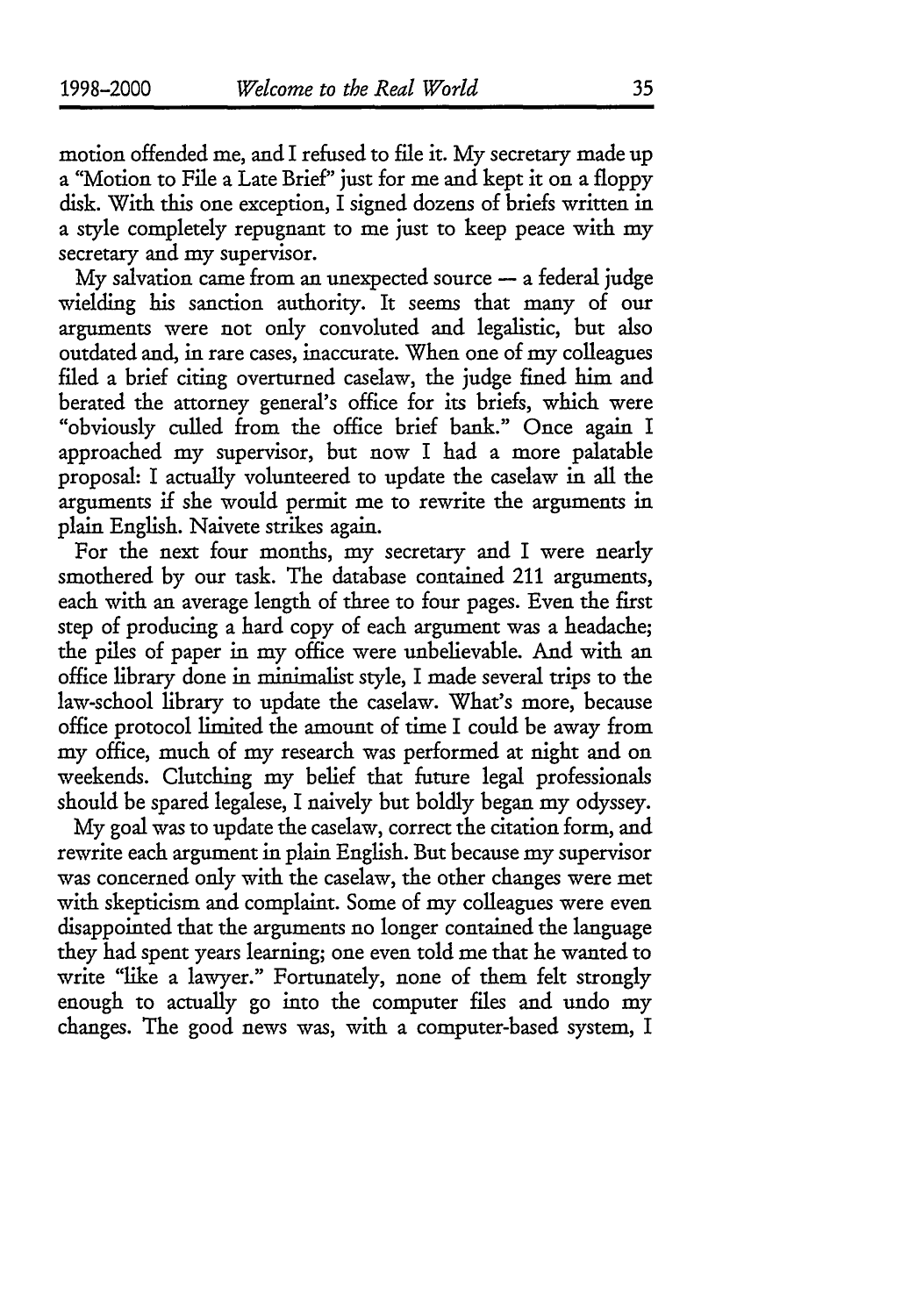motion offended me, and I refused to file it. My secretary made up a "Motion to File a Late Brief" just for me and kept it on a floppy disk. With this one exception, I signed dozens of briefs written in a style completely repugnant to me just to keep peace with my secretary and my supervisor.

My salvation came from an unexpected source — a federal judge wielding his sanction authority. It seems that many of our arguments were not only convoluted and legalistic, but also outdated and, in rare cases, inaccurate. When one of my colleagues filed a brief citing overturned caselaw, the judge fined him and berated the attorney general's office for its briefs, which were "obviously culled from the office brief bank." Once again I approached my supervisor, but now I had a more palatable proposal: I actually volunteered to update the caselaw in all the arguments if she would permit me to rewrite the arguments in plain English. Naivete strikes again.

For the next four months, my secretary and I were nearly smothered by our task. The database contained 211 arguments, each with an average length of three to four pages. Even the first step of producing a hard copy of each argument was a headache; the piles of paper in my office were unbelievable. And with an office library done in minimalist style, I made several trips to the law-school library to update the caselaw. What's more, because office protocol limited the amount of time I could be away from my office, much of my research was performed at night and on weekends. Clutching my belief that future legal professionals should be spared legalese, I naively but boldly began my odyssey.

My goal was to update the caselaw, correct the citation form, and rewrite each argument in plain English. But because my supervisor was concerned only with the caselaw, the other changes were met with skepticism and complaint. Some of my colleagues were even disappointed that the arguments no longer contained the language they had spent years learning; one even told me that he wanted to write "like a lawyer." Fortunately, none of them felt strongly enough to actually go into the computer files and undo my changes. The good news was, with a computer-based system, I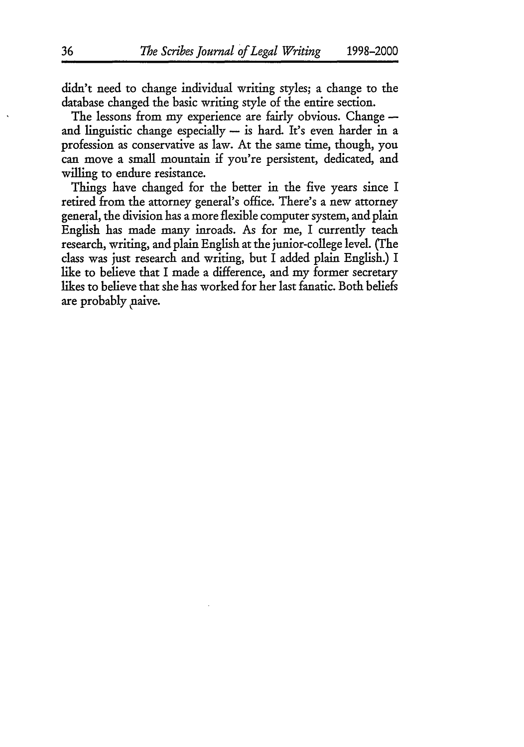didn't need to change individual writing styles; a change to the database changed the basic writing style of the entire section.

The lessons from my experience are fairly obvious. Change — and linguistic change especially — is hard. It's even harder in a profession as conservative as law. At the same time, though, you can move a small mountain if you're persistent, dedicated, and willing to endure resistance.

Things have changed for the better in the five years since I retired from the attorney general's office. There's a new attorney general, the division has a more flexible computer system, and plain English has made many inroads. As for me, I currently teach research, writing, and plain English at the junior-college level. (The class was just research and writing, but I added plain English.) I like to believe that I made a difference, and my former secretary likes to believe that she has worked for her last fanatic. Both beliefs are probably naive.